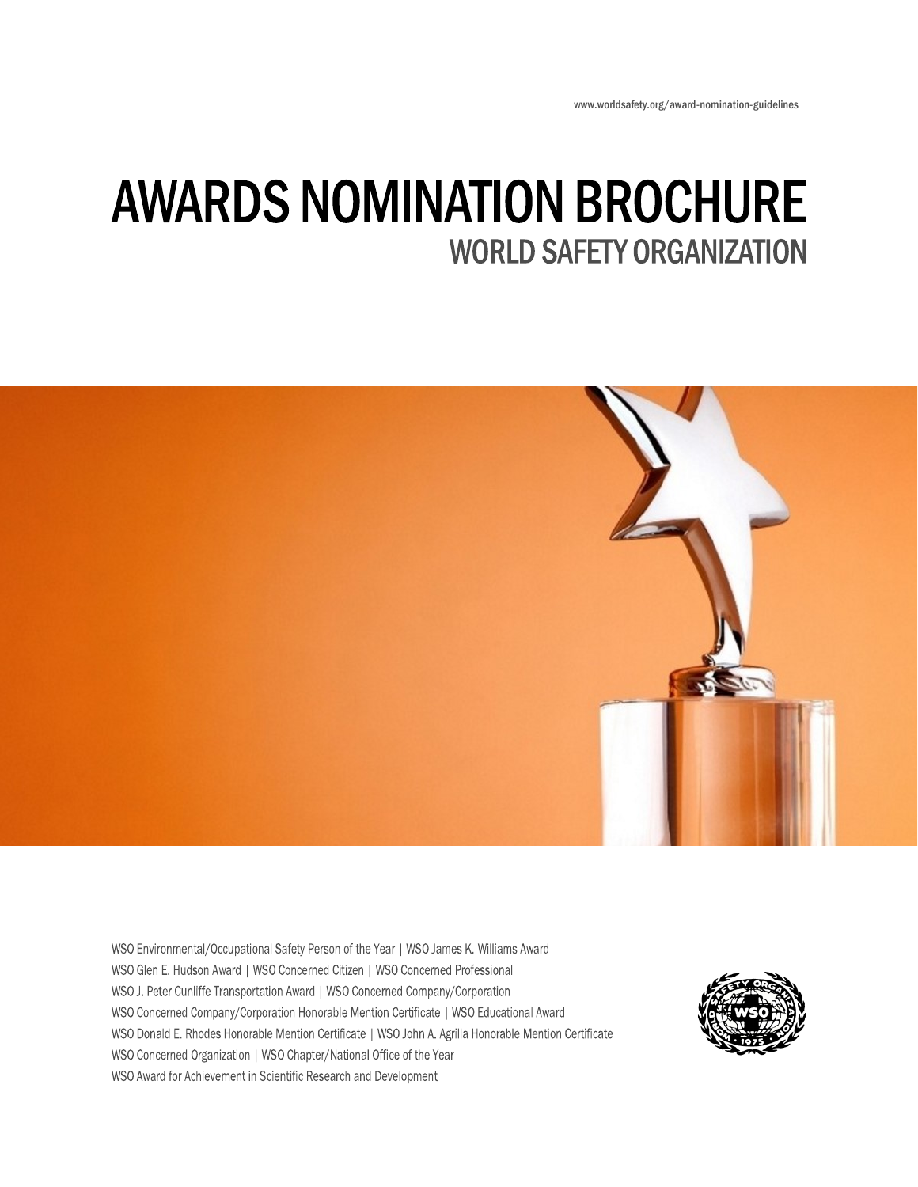www.worldsafety.org/award-nomination-guidelines

# AWARDS NOMINATION BROCHURE

## WORLD SAFETY ORGANIZATION

WSO Environmental/Occupational Safety Person of the Year | WSO James K. Williams Award
WSO Glen E. Hudson Award | WSO Concerned Citizen | WSO Concerned Professional
WSO J. Peter Cunliffe Transportation Award | WSO Concerned Company/Corporation
WSO Concerned Company/Corporation Honorable Mention Certificate | WSO Educational Award
WSO Donald E. Rhodes Honorable Mention Certificate | WSO John A. Agrilla Honorable Mention Certificate
WSO Concerned Organization | WSO Chapter/National Office of the Year
WSO Award for Achievement in Scientific Research and Development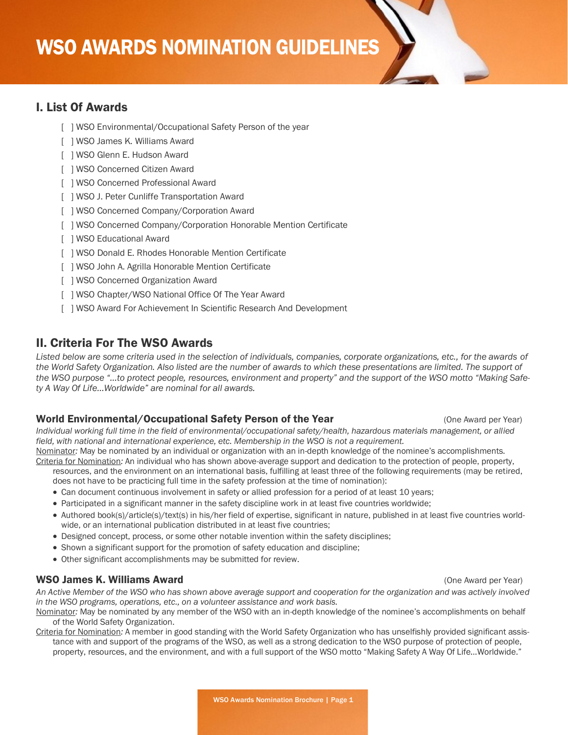# WSO AWARDS NOMINATION GUIDELINES

## I. List Of Awards

- [ ] WSO Environmental/Occupational Safety Person of the year
- [ ] WSO James K. Williams Award
- [ ] WSO Glenn E. Hudson Award
- [ ] WSO Concerned Citizen Award
- [ ] WSO Concerned Professional Award
- [ ] WSO J. Peter Cunliffe Transportation Award
- [ ] WSO Concerned Company/Corporation Award
- [ ] WSO Concerned Company/Corporation Honorable Mention Certificate
- [ ] WSO Educational Award
- [ ] WSO Donald E. Rhodes Honorable Mention Certificate
- [ ] WSO John A. Agrilla Honorable Mention Certificate
- [ ] WSO Concerned Organization Award
- [ ] WSO Chapter/WSO National Office Of The Year Award
- [ ] WSO Award For Achievement In Scientific Research And Development

## II. Criteria For The WSO Awards

*Listed below are some criteria used in the selection of individuals, companies, corporate organizations, etc., for the awards of the World Safety Organization. Also listed are the number of awards to which these presentations are limited. The support of the WSO purpose "...to protect people, resources, environment and property" and the support of the WSO motto "Making Safety A Way Of Life...Worldwide" are nominal for all awards.*

### World Environmental/Occupational Safety Person of the Year (One Award per Year)

*Individual working full time in the field of environmental/occupational safety/health, hazardous materials management, or allied field, with national and international experience, etc. Membership in the WSO is not a requirement.*

Nominator*:* May be nominated by an individual or organization with an in-depth knowledge of the nominee's accomplishments.

Criteria for Nomination*:* An individual who has shown above-average support and dedication to the protection of people, property, resources, and the environment on an international basis, fulfilling at least three of the following requirements (may be retired, does not have to be practicing full time in the safety profession at the time of nomination):

- Can document continuous involvement in safety or allied profession for a period of at least 10 years;
- Participated in a significant manner in the safety discipline work in at least five countries worldwide;
- Authored book(s)/article(s)/text(s) in his/her field of expertise, significant in nature, published in at least five countries worldwide, or an international publication distributed in at least five countries;
- Designed concept, process, or some other notable invention within the safety disciplines;
- Shown a significant support for the promotion of safety education and discipline;
- Other significant accomplishments may be submitted for review.

### WSO James K. Williams Award (One Award per Year)

*An Active Member of the WSO who has shown above average support and cooperation for the organization and was actively involved in the WSO programs, operations, etc., on a volunteer assistance and work basis.*

Nominator*:* May be nominated by any member of the WSO with an in-depth knowledge of the nominee's accomplishments on behalf of the World Safety Organization.

Criteria for Nomination*:* A member in good standing with the World Safety Organization who has unselfishly provided significant assistance with and support of the programs of the WSO, as well as a strong dedication to the WSO purpose of protection of people, property, resources, and the environment, and with a full support of the WSO motto "Making Safety A Way Of Life...Worldwide."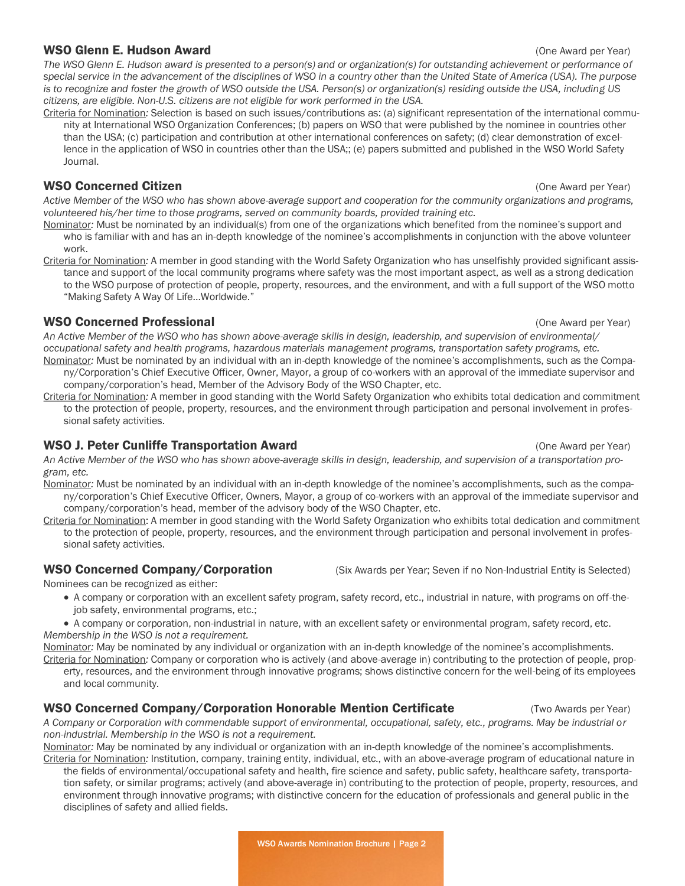### WSO Glenn E. Hudson Award

(One Award per Year)

*The WSO Glenn E. Hudson award is presented to a person(s) and or organization(s) for outstanding achievement or performance of special service in the advancement of the disciplines of WSO in a country other than the United State of America (USA). The purpose is to recognize and foster the growth of WSO outside the USA. Person(s) or organization(s) residing outside the USA, including US citizens, are eligible. Non-U.S. citizens are not eligible for work performed in the USA.*

Criteria for Nomination*:* Selection is based on such issues/contributions as: (a) significant representation of the international community at International WSO Organization Conferences; (b) papers on WSO that were published by the nominee in countries other than the USA; (c) participation and contribution at other international conferences on safety; (d) clear demonstration of excellence in the application of WSO in countries other than the USA;; (e) papers submitted and published in the WSO World Safety Journal.

### WSO Concerned Citizen

(One Award per Year)

*Active Member of the WSO who has shown above-average support and cooperation for the community organizations and programs, volunteered his/her time to those programs, served on community boards, provided training etc.*

Nominator*:* Must be nominated by an individual(s) from one of the organizations which benefited from the nominee's support and who is familiar with and has an in-depth knowledge of the nominee's accomplishments in conjunction with the above volunteer work.

Criteria for Nomination*:* A member in good standing with the World Safety Organization who has unselfishly provided significant assistance and support of the local community programs where safety was the most important aspect, as well as a strong dedication to the WSO purpose of protection of people, property, resources, and the environment, and with a full support of the WSO motto "Making Safety A Way Of Life…Worldwide."

### WSO Concerned Professional

(One Award per Year)

*An Active Member of the WSO who has shown above-average skills in design, leadership, and supervision of environmental/occupational safety and health programs, hazardous materials management programs, transportation safety programs, etc.*

Nominator*:* Must be nominated by an individual with an in-depth knowledge of the nominee's accomplishments, such as the Company/Corporation's Chief Executive Officer, Owner, Mayor, a group of co-workers with an approval of the immediate supervisor and company/corporation's head, Member of the Advisory Body of the WSO Chapter, etc.

Criteria for Nomination*:* A member in good standing with the World Safety Organization who exhibits total dedication and commitment to the protection of people, property, resources, and the environment through participation and personal involvement in professional safety activities.

### WSO J. Peter Cunliffe Transportation Award

(One Award per Year)

*An Active Member of the WSO who has shown above-average skills in design, leadership, and supervision of a transportation program, etc.*

Nominator*:* Must be nominated by an individual with an in-depth knowledge of the nominee's accomplishments, such as the company/corporation's Chief Executive Officer, Owners, Mayor, a group of co-workers with an approval of the immediate supervisor and company/corporation's head, member of the advisory body of the WSO Chapter, etc.

Criteria for Nomination: A member in good standing with the World Safety Organization who exhibits total dedication and commitment to the protection of people, property, resources, and the environment through participation and personal involvement in professional safety activities.

### WSO Concerned Company/Corporation

(Six Awards per Year; Seven if no Non-Industrial Entity is Selected)

Nominees can be recognized as either:

- A company or corporation with an excellent safety program, safety record, etc., industrial in nature, with programs on off-the-job safety, environmental programs, etc.;
- A company or corporation, non-industrial in nature, with an excellent safety or environmental program, safety record, etc.

*Membership in the WSO is not a requirement.*

Nominator*:* May be nominated by any individual or organization with an in-depth knowledge of the nominee's accomplishments.

Criteria for Nomination*:* Company or corporation who is actively (and above-average in) contributing to the protection of people, property, resources, and the environment through innovative programs; shows distinctive concern for the well-being of its employees and local community.

### WSO Concerned Company/Corporation Honorable Mention Certificate

(Two Awards per Year)

*A Company or Corporation with commendable support of environmental, occupational, safety, etc., programs. May be industrial or non-industrial. Membership in the WSO is not a requirement.*

Nominator*:* May be nominated by any individual or organization with an in-depth knowledge of the nominee's accomplishments.

Criteria for Nomination*:* Institution, company, training entity, individual, etc., with an above-average program of educational nature in the fields of environmental/occupational safety and health, fire science and safety, public safety, healthcare safety, transportation safety, or similar programs; actively (and above-average in) contributing to the protection of people, property, resources, and environment through innovative programs; with distinctive concern for the education of professionals and general public in the disciplines of safety and allied fields.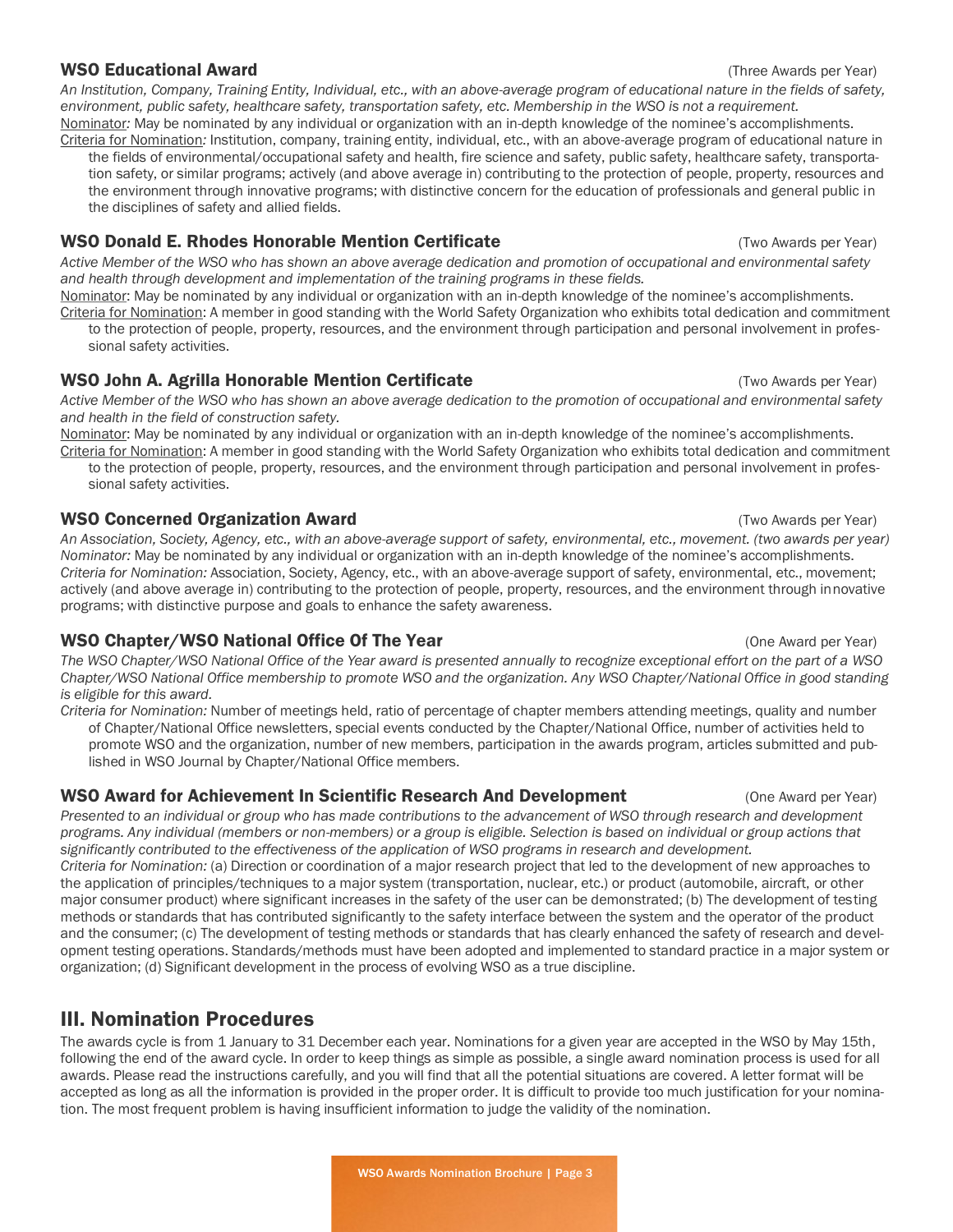### WSO Educational Award (Three Awards per Year)

*An Institution, Company, Training Entity, Individual, etc., with an above-average program of educational nature in the fields of safety, environment, public safety, healthcare safety, transportation safety, etc. Membership in the WSO is not a requirement.*

Nominator*:* May be nominated by any individual or organization with an in-depth knowledge of the nominee's accomplishments.

Criteria for Nomination*:* Institution, company, training entity, individual, etc., with an above-average program of educational nature in the fields of environmental/occupational safety and health, fire science and safety, public safety, healthcare safety, transportation safety, or similar programs; actively (and above average in) contributing to the protection of people, property, resources and the environment through innovative programs; with distinctive concern for the education of professionals and general public in the disciplines of safety and allied fields.

### WSO Donald E. Rhodes Honorable Mention Certificate (Two Awards per Year)

*Active Member of the WSO who has shown an above average dedication and promotion of occupational and environmental safety and health through development and implementation of the training programs in these fields.*

Nominator: May be nominated by any individual or organization with an in-depth knowledge of the nominee's accomplishments.

Criteria for Nomination: A member in good standing with the World Safety Organization who exhibits total dedication and commitment to the protection of people, property, resources, and the environment through participation and personal involvement in professional safety activities.

### WSO John A. Agrilla Honorable Mention Certificate (Two Awards per Year)

*Active Member of the WSO who has shown an above average dedication to the promotion of occupational and environmental safety and health in the field of construction safety.*

Nominator: May be nominated by any individual or organization with an in-depth knowledge of the nominee's accomplishments.

Criteria for Nomination: A member in good standing with the World Safety Organization who exhibits total dedication and commitment to the protection of people, property, resources, and the environment through participation and personal involvement in professional safety activities.

### WSO Concerned Organization Award (Two Awards per Year)

*An Association, Society, Agency, etc., with an above-average support of safety, environmental, etc., movement. (two awards per year)*

*Nominator:* May be nominated by any individual or organization with an in-depth knowledge of the nominee's accomplishments.

*Criteria for Nomination:* Association, Society, Agency, etc., with an above-average support of safety, environmental, etc., movement; actively (and above average in) contributing to the protection of people, property, resources, and the environment through innovative programs; with distinctive purpose and goals to enhance the safety awareness.

### WSO Chapter/WSO National Office Of The Year (One Award per Year)

*The WSO Chapter/WSO National Office of the Year award is presented annually to recognize exceptional effort on the part of a WSO Chapter/WSO National Office membership to promote WSO and the organization. Any WSO Chapter/National Office in good standing is eligible for this award.*

*Criteria for Nomination:* Number of meetings held, ratio of percentage of chapter members attending meetings, quality and number of Chapter/National Office newsletters, special events conducted by the Chapter/National Office, number of activities held to promote WSO and the organization, number of new members, participation in the awards program, articles submitted and published in WSO Journal by Chapter/National Office members.

### WSO Award for Achievement In Scientific Research And Development (One Award per Year)

*Presented to an individual or group who has made contributions to the advancement of WSO through research and development programs. Any individual (members or non-members) or a group is eligible. Selection is based on individual or group actions that significantly contributed to the effectiveness of the application of WSO programs in research and development.*

*Criteria for Nomination:* (a) Direction or coordination of a major research project that led to the development of new approaches to the application of principles/techniques to a major system (transportation, nuclear, etc.) or product (automobile, aircraft, or other major consumer product) where significant increases in the safety of the user can be demonstrated; (b) The development of testing methods or standards that has contributed significantly to the safety interface between the system and the operator of the product and the consumer; (c) The development of testing methods or standards that has clearly enhanced the safety of research and development testing operations. Standards/methods must have been adopted and implemented to standard practice in a major system or organization; (d) Significant development in the process of evolving WSO as a true discipline.

## III. Nomination Procedures

The awards cycle is from 1 January to 31 December each year. Nominations for a given year are accepted in the WSO by May 15th, following the end of the award cycle. In order to keep things as simple as possible, a single award nomination process is used for all awards. Please read the instructions carefully, and you will find that all the potential situations are covered. A letter format will be accepted as long as all the information is provided in the proper order. It is difficult to provide too much justification for your nomination. The most frequent problem is having insufficient information to judge the validity of the nomination.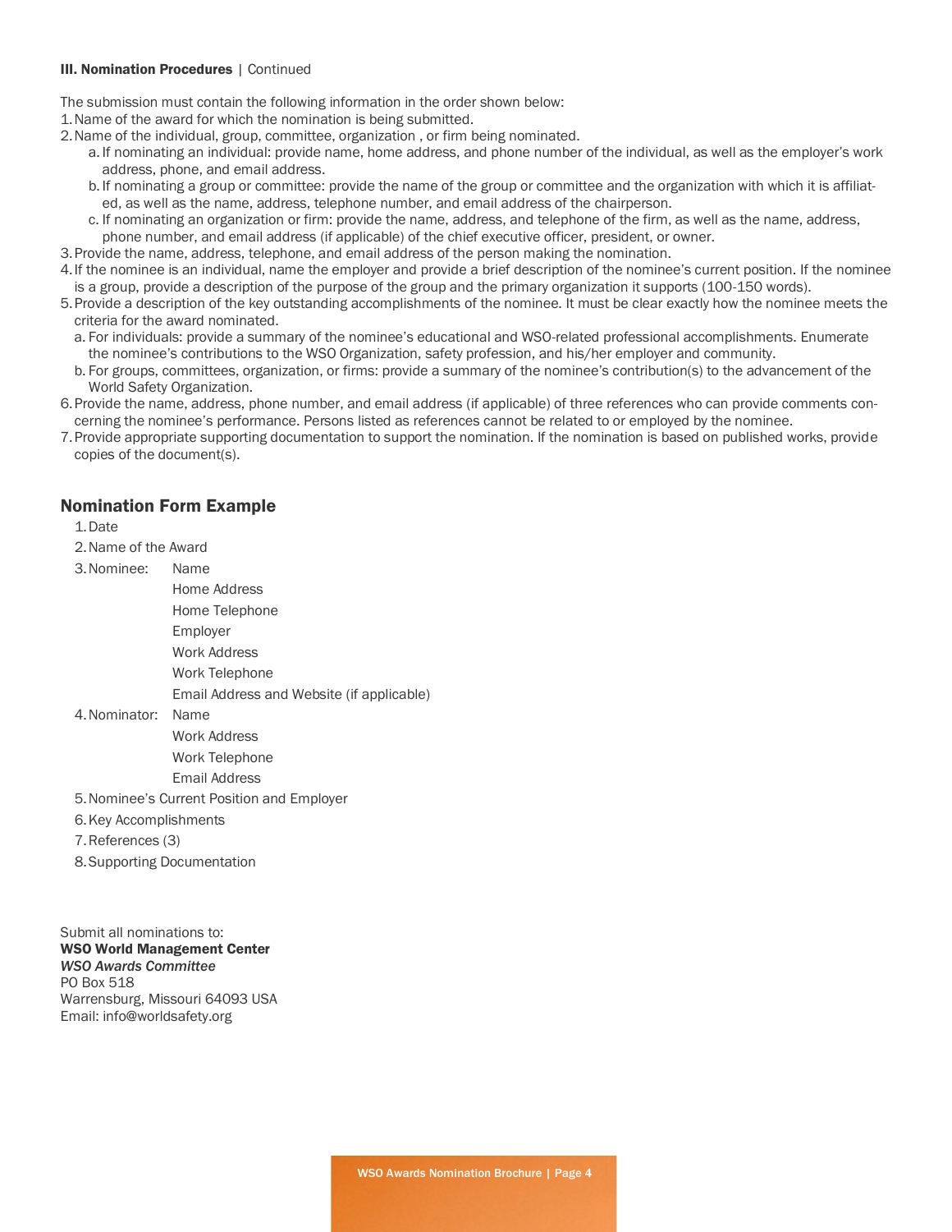**III. Nomination Procedures** | Continued

The submission must contain the following information in the order shown below:

1. Name of the award for which the nomination is being submitted.
2. Name of the individual, group, committee, organization , or firm being nominated.
   a. If nominating an individual: provide name, home address, and phone number of the individual, as well as the employer's work address, phone, and email address.
   b. If nominating a group or committee: provide the name of the group or committee and the organization with which it is affiliated, as well as the name, address, telephone number, and email address of the chairperson.
   c. If nominating an organization or firm: provide the name, address, and telephone of the firm, as well as the name, address, phone number, and email address (if applicable) of the chief executive officer, president, or owner.
3. Provide the name, address, telephone, and email address of the person making the nomination.
4. If the nominee is an individual, name the employer and provide a brief description of the nominee's current position. If the nominee is a group, provide a description of the purpose of the group and the primary organization it supports (100-150 words).
5. Provide a description of the key outstanding accomplishments of the nominee. It must be clear exactly how the nominee meets the criteria for the award nominated.
   a. For individuals: provide a summary of the nominee's educational and WSO-related professional accomplishments. Enumerate the nominee's contributions to the WSO Organization, safety profession, and his/her employer and community.
   b. For groups, committees, organization, or firms: provide a summary of the nominee's contribution(s) to the advancement of the World Safety Organization.
6. Provide the name, address, phone number, and email address (if applicable) of three references who can provide comments concerning the nominee's performance. Persons listed as references cannot be related to or employed by the nominee.
7. Provide appropriate supporting documentation to support the nomination. If the nomination is based on published works, provide copies of the document(s).

## Nomination Form Example

1. Date
2. Name of the Award
3. Nominee: Name
   Home Address
   Home Telephone
   Employer
   Work Address
   Work Telephone
   Email Address and Website (if applicable)
4. Nominator: Name
   Work Address
   Work Telephone
   Email Address
5. Nominee's Current Position and Employer
6. Key Accomplishments
7. References (3)
8. Supporting Documentation

Submit all nominations to:
**WSO World Management Center**
***WSO Awards Committee***
PO Box 518
Warrensburg, Missouri 64093 USA
Email: info@worldsafety.org